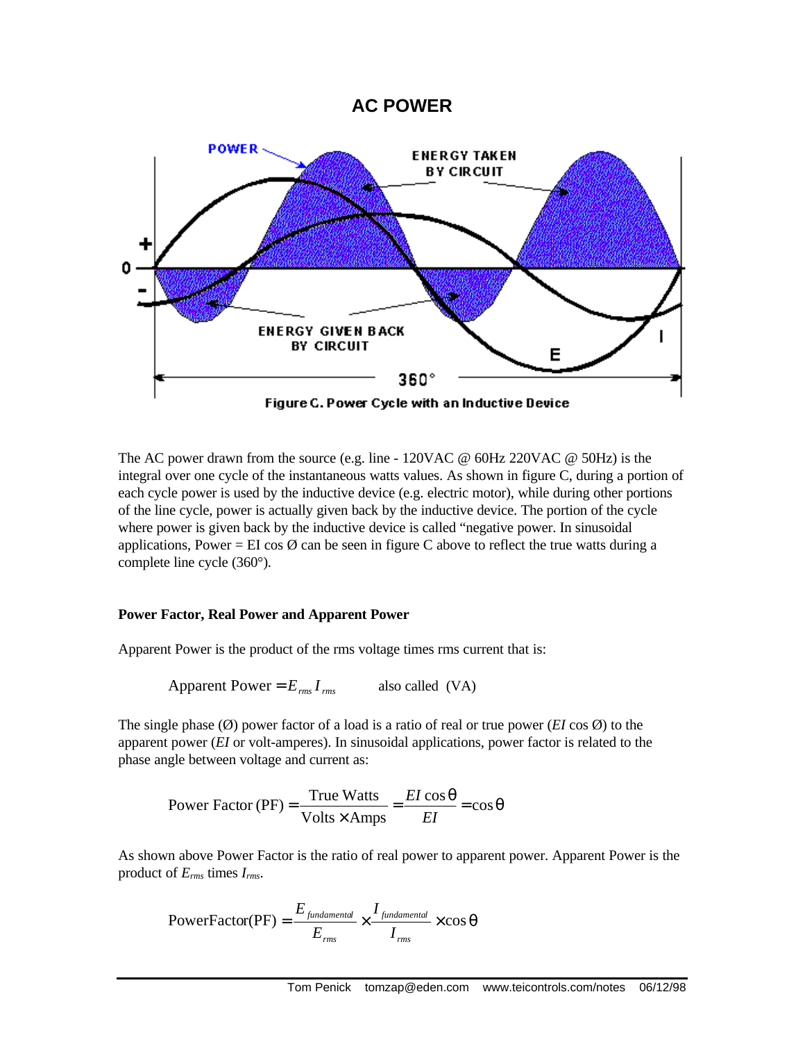# AC POWER

Figure C. Power Cycle with an Inductive Device

The AC power drawn from the source (e.g. line - 120VAC @ 60Hz 220VAC @ 50Hz) is the integral over one cycle of the instantaneous watts values. As shown in figure C, during a portion of each cycle power is used by the inductive device (e.g. electric motor), while during other portions of the line cycle, power is actually given back by the inductive device. The portion of the cycle where power is given back by the inductive device is called "negative power. In sinusoidal applications, Power = EI cos Ø can be seen in figure C above to reflect the true watts during a complete line cycle (360°).

**Power Factor, Real Power and Apparent Power**

Apparent Power is the product of the rms voltage times rms current that is:

$$\text{Apparent Power} = E_{rms} I_{rms} \qquad \text{also called (VA)}$$

The single phase (Ø) power factor of a load is a ratio of real or true power (*EI* cos Ø) to the apparent power (*EI* or volt-amperes). In sinusoidal applications, power factor is related to the phase angle between voltage and current as:

$$\text{Power Factor (PF)} = \frac{\text{True Watts}}{\text{Volts} \times \text{Amps}} = \frac{EI\cos\theta}{EI} = \cos\theta$$

As shown above Power Factor is the ratio of real power to apparent power. Apparent Power is the product of $E_{rms}$ times $I_{rms}$.

$$\text{PowerFactor(PF)} = \frac{E_{fundamental}}{E_{rms}} \times \frac{I_{fundamental}}{I_{rms}} \times \cos\theta$$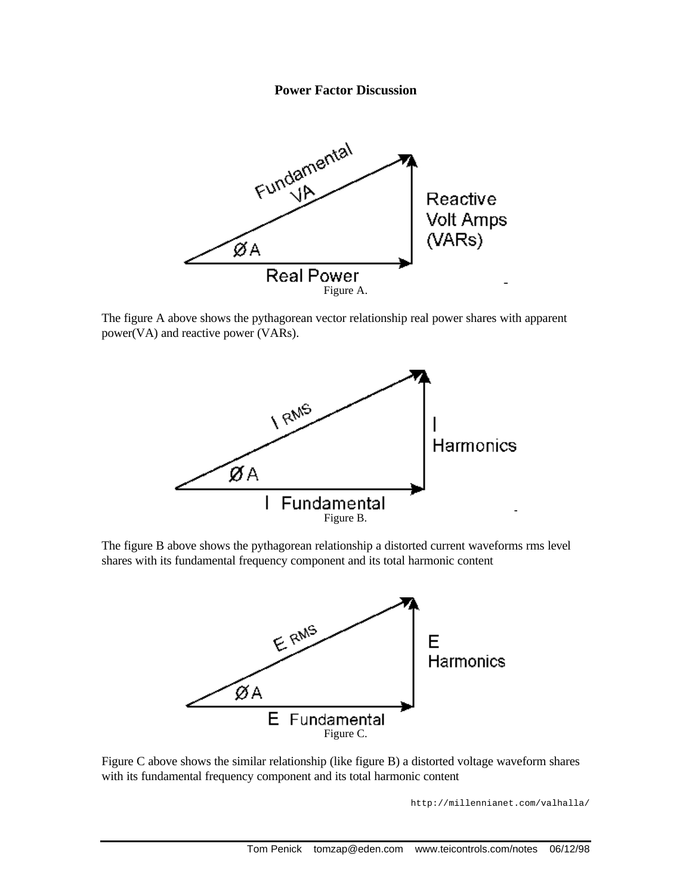# Power Factor Discussion

Fundamental VA

Reactive Volt Amps (VARs)

ØA

Real Power

Figure A.

The figure A above shows the pythagorean vector relationship real power shares with apparent power(VA) and reactive power (VARs).

I RMS

I Harmonics

ØA

I Fundamental

Figure B.

The figure B above shows the pythagorean relationship a distorted current waveforms rms level shares with its fundamental frequency component and its total harmonic content

E RMS

E Harmonics

ØA

E Fundamental

Figure C.

Figure C above shows the similar relationship (like figure B) a distorted voltage waveform shares with its fundamental frequency component and its total harmonic content

http://millennianet.com/valhalla/